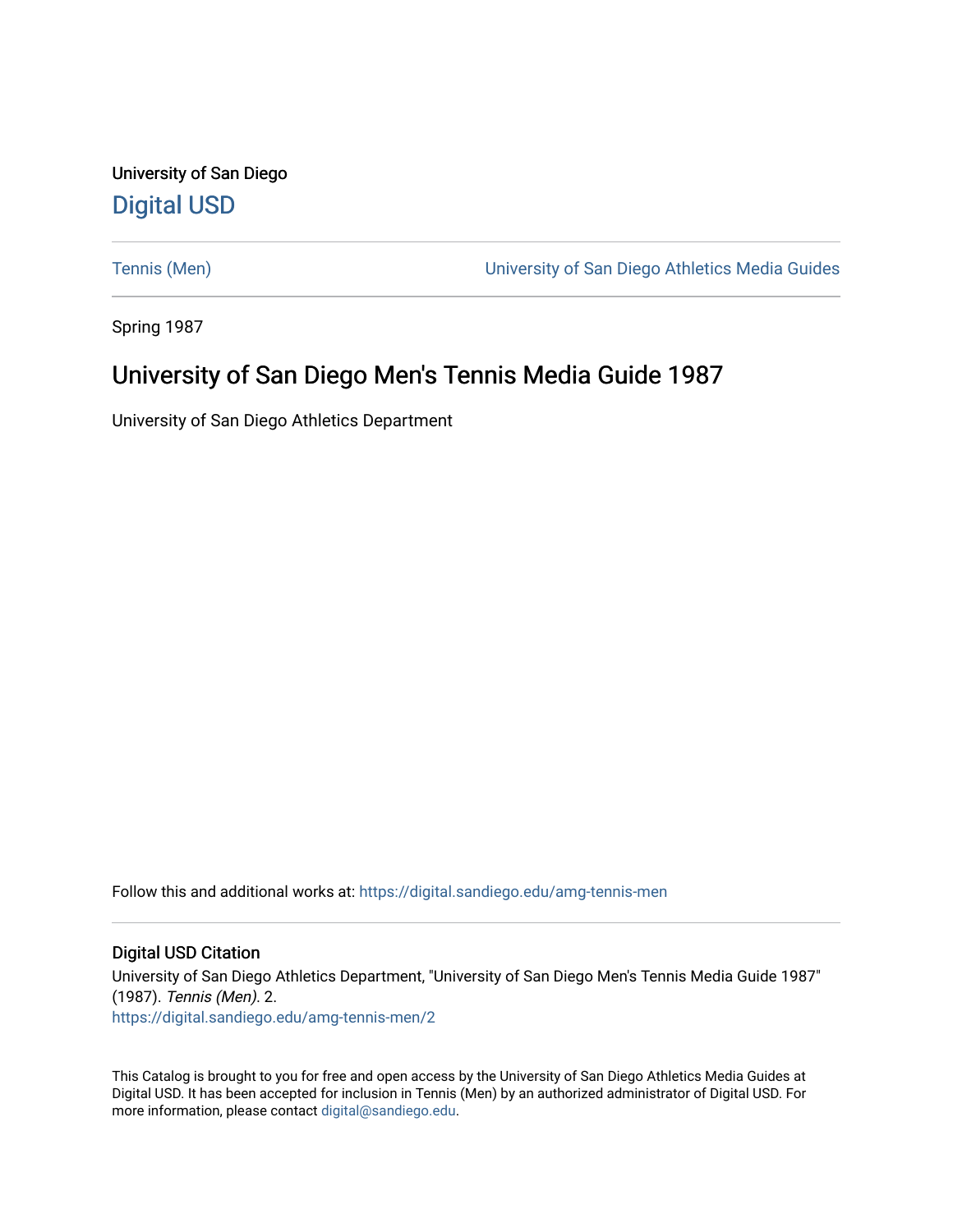University of San Diego

# Digital USD

Tennis (Men) | University of San Diego Athletics Media Guides

Spring 1987

## University of San Diego Men's Tennis Media Guide 1987

University of San Diego Athletics Department

Follow this and additional works at: https://digital.sandiego.edu/amg-tennis-men

### Digital USD Citation

University of San Diego Athletics Department, "University of San Diego Men's Tennis Media Guide 1987" (1987). *Tennis (Men)*. 2.
https://digital.sandiego.edu/amg-tennis-men/2

This Catalog is brought to you for free and open access by the University of San Diego Athletics Media Guides at Digital USD. It has been accepted for inclusion in Tennis (Men) by an authorized administrator of Digital USD. For more information, please contact digital@sandiego.edu.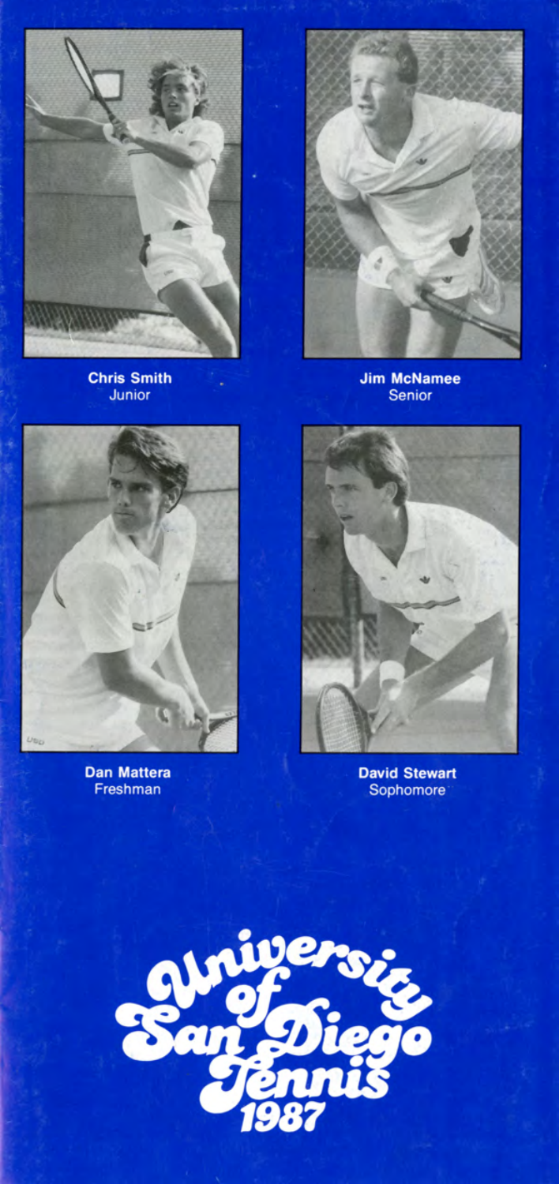**Chris Smith**
Junior

**Jim McNamee**
Senior

**Dan Mattera**
Freshman

**David Stewart**
Sophomore

# University of San Diego Tennis 1987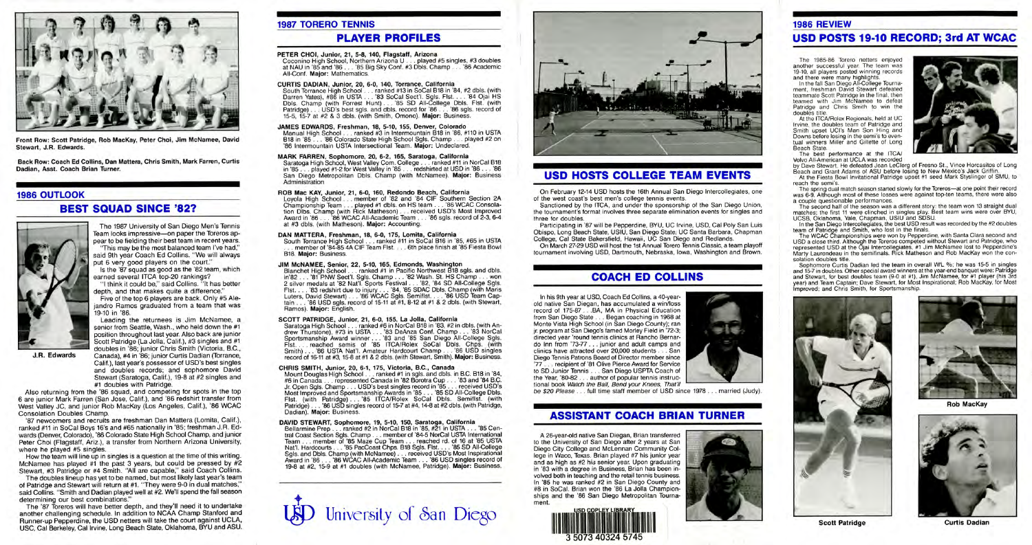Front Row: Scott Patridge, Rob MacKay, Peter Choi, Jim McNamee, David Stewart, J.R. Edwards.

Back Row: Coach Ed Collins, Dan Mattera, Chris Smith, Mark Farren, Curtis Dadian, Asst. Coach Brian Turner.

## 1986 OUTLOOK

# BEST SQUAD SINCE '82?

J.R. Edwards

The 1987 University of San Diego Men's Tennis Team looks impressive—on paper the Toreros appear to be fielding their best team in recent years.

"This may be the most balanced team I've had," said 9th year Coach Ed Collins. "We will always put 6 very good players on the court."

Is the '87 squad as good as the '82 team, which earned several ITCA top-20 rankings?

"I think it could be," said Collins. "It has better depth, and that makes quite a difference."

Five of the top 6 players are back. Only #5 Alejandro Ramos graduated from a team that was 19-10 in '86.

Leading the returnees is Jim McNamee, a senior from Seattle, Wash., who held down the #1 position throughout last year. Also back are junior Scott Patridge (La Jolla, Calif.), #3 singles and #1 doubles in '86; junior Chris Smith (Victoria, B.C., Canada), #4 in '86; junior Curtis Dadian (Torrance, Calif.), last year's possessor of USD's best singles and doubles records; and sophomore David Stewart (Saratoga, Calif.), 19-8 at #2 singles and #1 doubles with Patridge.

Also returning from the '86 squad, and competing for spots in the top 6 are junior Mark Farren (San Jose, Calif.), and '86 redshirt transfer from West Valley JC, and junior Rob MacKay (Los Angeles, Calif.), '86 WCAC Consolation Doubles Champ.

'87 newcomers and recruits are freshman Dan Mattera (Lomita, Calif.), ranked #11 in SoCal Boys 16's and #65 nationally in '85; freshman J.R. Edwards (Denver, Colorado), '86 Colorado State High School Champ, and junior Peter Choi (Flagstaff, Ariz.), a transfer from Northern Arizona University, where he played #5 singles.

How the team will line up in singles is a question at the time of this writing. McNamee has played #1 the past 3 years, but could be pressed by #2 Stewart, #3 Patridge or #4 Smith. "All are capable," said Coach Collins.

The doubles lineup has yet to be named, but most likely last year's team of Patridge and Stewart will return at #1. "They were 9-0 in dual matches," said Collins. "Smith and Dadian played well at #2. We'll spend the fall season determining our best combinations."

The '87 Toreros will have better depth, and they'll need it to undertake another challenging schedule. In addition to NCAA Champ Stanford and Runner-up Pepperdine, the USD netters will take the court against UCLA, USC, Cal Berkeley, Cal Irvine, Long Beach State, Oklahoma, BYU and ASU.

## 1987 TORERO TENNIS

# PLAYER PROFILES

**PETER CHOI, Junior, 21, 5-8, 140, Flagstaff, Arizona**
Coconino High School, Northern Arizona U . . . played #5 singles, #3 doubles at NAU in '85 and '86 . . . '85 Big Sky Conf. #3 Dbls. Champ . . . '86 Academic All-Conf. **Major:** Mathematics.

**CURTIS DADIAN, Junior, 20, 6-0, 140, Torrance, California**
South Torrance High School . . . ranked #13 in SoCal B18 in '84, #2 dbls. (with Darren Yates), #86 in USTA . . . '83 SoCal Sect'l. Sgls. Flst. . . . '84 Ojai HS Dbls. Champ (with Forrest Hunt) . . . '85 SD All-College Dbls. Flst. (with Patridge) . . . USD's best sgls. and dbls. record for '86 . . . '86 sgls. record of 15-5, 15-7 at #2 & 3 dbls. (with Smith, Omono). **Major:** Business.

**JAMES EDWARDS, Freshman, 18, 5-10, 155, Denver, Colorado**
Manual High School . . . ranked #3 in Intermountain B18 in '86, #110 in USTA B18 in '85 . . . '86 Colorado State High School Sgls. Champ . . . played #2 on '86 Intermountain USTA Intersectional Team. **Major:** Undeclared.

**MARK FARREN, Sophomore, 20, 6-2, 165, Saratoga, California**
Saratoga High School, West Valley Com. College . . . ranked #11 in NorCal B18 in '85 . . . played #1-2 for West Valley in '85 . . . redshirted at USD in '86 . . . '86 San Diego Metropolitan Dbls. Champ (with McNamee). **Major:** Business Administration.

**ROB Mac KAY, Junior, 21, 6-0, 160, Redondo Beach, California**
Loyola High School . . . member of '82 and '84 CIF Southern Section 2A Championship Team . . . played #1 dbls. on HS team . . . '86 WCAC Consolation Dbls. Champ (with Rick Matheson) . . . received USD's Most Improved Award in '86 . . . '86 WCAC All-Academic Team . . . '86 sgls. record of 2-3, 6-4 at #3 dbls. (with Matheson). **Major:** Accounting.

**DAN MATTERA, Freshman, 18, 6-0, 175, Lomita, California**
South Torrance High School . . . ranked #11 in SoCal B16 in '85, #65 in USTA . . . member of '84-85 4A CIF Team Flst. . . . 6th place finish at '85 Fiesta Bowl B18. **Major:** Business.

**JIM McNAMEE, Senior, 22, 5-10, 165, Edmonds, Washington**
Blanchet High School . . . ranked #1 in Pacific Northwest B18 sgls. and dbls. in '82 . . . '81 PNW Sect'l. Sgls. Champ . . . '82 Wash. St. HS Champ . . . won 2 silver medals at '82 Nat'l. Sports Festival . . . '82, '84 SD All-College Sgls. Flst. . . . '83 redshirt due to injury . . . '84, '85 SDAC Dbls. Champ (with Maris Luters, David Stewart) . . . '86 WCAC Sgls. Semifist. . . . '86 USD Team Captain . . . '86 USD sgls. record of 15-11 at #1, 8-12 at #1 & 2 dbls. (with Stewart, Ramos). **Major:** English.

**SCOTT PATRIDGE, Junior, 21, 6-0, 155, La Jolla, California**
Saratoga High School . . . ranked #6 in NorCal B18 in '83, #2 in dbls. (with Andrew Thurstone), #73 in USTA . . . '83 DeAnza Conf. Champ . . . '83 NorCal Sportsmanship Award winner . . . '83 and '85 San Diego All-College Sgls. Flst. . . . reached semis of '85 ITCA/Rolex SoCal Dbls. Chps. (with Smith) . . . '86 USTA Nat'l. Amateur Hardcourt Champ . . . '86 USD singles record of 16-11 at #3, 15-8 at #1 & 2 dbls. (with Stewart, Smith). **Major:** Business.

**CHRIS SMITH, Junior, 20, 6-1, 175, Victoria, B.C., Canada**
Mount Douglas High School . . . ranked #1 in sgls. and dbls. in B.C. B18 in '84, #6 in Canada . . . represented Canada in '82 Borotra Cup . . . '83 and '84 B.C. Jr. Open Sgls. Champ . . . USD's best singles record in '85 . . . received USD's Most Improved and Sportsmanship Awards in '85 . . . '85 SD All-College Dbls. Flst. (with Patridge) . . . '85 ITCA/Rolex SoCal Dbls. Semifist. (with Patridge) . . . '86 USD singles record of 15-7 at #4, 14-8 at #2 dbls. (with Dadian). **Major:** Business.

**DAVID STEWART, Sophomore, 19, 5-10, 150, Saratoga, California**
Bellarmine Prep . . . ranked #2 in NorCal B18 in '85, #21 in USTA . . . '85 Central Coast Section Sgls. Champ . . . member of '84-5 NorCal USTA International Team . . . member of '85 Maze Cup Team . . . reached rd. of 16 at '85 USTA Nat'l. Hardcourts . . . '85 PacCoast Chps. B18 Sgls. Flst. . . . '85 SD All-College Sgls. and Dbls. Champ (with McNamee) . . . received USD's Most Inspirational Award in '86 . . . '86 WCAC All-Academic Team . . . '86 USD singles record of 19-8 at #2, 15-9 at #1 doubles (with McNamee, Patridge). **Major:** Business.

University of San Diego

# USD HOSTS COLLEGE TEAM EVENTS

On February 12-14 USD hosts the 16th Annual San Diego Intercollegiates, one of the west coast's best men's college tennis events.

Sanctioned by the ITCA, and under the sponsorship of the San Diego Union, the tournament's format involves three separate elimination events for singles and three for doubles.

Participating in '87 will be Pepperdine, BYU, UC Irvine, USD, Cal Poly San Luis Obispo, Long Beach State, USIU, San Diego State, UC Santa Barbara, Chapman College, Cal State Bakersfield, Hawaii, UC San Diego and Redlands.

On March 27-29 USD will host the 1st Annual Torero Tennis Classic, a team playoff tournament involving USD, Dartmouth, Nebraska, Iowa, Washington and Brown.

# COACH ED COLLINS

In his 9th year at USD, Coach Ed Collins, a 40-year-old native San Diegan, has accumulated a win/loss record of 175-87 . . . BA, MA in Physical Education from San Diego State . . . Began coaching in 1968 at Monte Vista High School (in San Diego County); ran jr. program at San Diego's famed Morley Field in '72-3; directed year 'round tennis clinics at Rancho Bernardo Inn from '73-77 . . . junior and adult camps and clinics have attracted over 20,000 students . . . San Diego Tennis Patrons Board of Director member since '77 . . . recipient of '81 Olive Pierce Award for Service to SD Junior Tennis . . . San Diego USPTA Coach of the Year, '80-82 . . . author of popular tennis instructional book *Watch the Ball, Bend your Knees, That'll be $20 Please* . . . full time staff member of USD since 1978 . . . married (Judy).

# ASSISTANT COACH BRIAN TURNER

A 26-year-old native San Diegan, Brian transferred to the University of San Diego after 2 years at San Diego City College and McLennan Community College in Waco, Texas. Brian played #7 his junior year and as high as #2 his senior year. Upon graduating in '83 with a degree in Business, Brian has been involved both in teaching and the retail tennis business. In '85 he was ranked #2 in San Diego County and #8 in SoCal. Brian won the '86 La Jolla Championships and the '86 San Diego Metropolitan Tournament.

USD COPLEY LIBRARY
3 5073 40324 5745

## 1986 REVIEW

# USD POSTS 19-10 RECORD; 3rd AT WCAC

The 1985-86 Torero netters enjoyed another successful year. The team was 19-10, all players posted winning records and there were many highlights.

In the fall San Diego All-College Tournament, freshman David Stewart defeated teammate Scott Patridge in the final, then teamed with Jim McNamee to defeat Patridge and Chris Smith to win the doubles title.

At the ITCA/Rolex Regionals, held at UC Irvine, the doubles team of Patridge and Smith upset UCI's Man Son Hing and Downs before losing in the semi's to eventual winners Miller and Gillette of Long Beach State.

The best performance at the ITCA/Volvo All-American at UCLA was recorded by Dave Stewart. He defeated Jean LeClerq of Fresno St., Vince Horcasitos of Long Beach and Grant Adams of ASU before losing to New Mexico's Jack Griffin.

At the Fiesta Bowl Invitational Patridge upset #1 seed Mark Styslinger of SMU, to reach the semi's.

The spring dual match season started slowly for the Toreros—at one point their record was 6-9. Although most of these losses were against top-ten teams, there were also a couple questionable performances.

The second half of the season was a different story: the team won 13 straight dual matches; the first 11 were clinched in singles play. Best team wins were over BYU, UCSB, Oklahoma, Yale, Chapman, USIU and SDSU.

In the San Diego Intercollegiates, the best USD result was recorded by the #2 doubles team of Patridge and Smith, who lost in the finals.

The WCAC Championships were won by Pepperdine, with Santa Clara second and USD a close third. Although the Toreros competed without Stewart and Patridge, who represented USD at the Ojai Intercollegiates, #1 Jim McNamee lost to Pepperdine's Marty Laurendeau in the semifinals. Rick Matheson and Rob MacKay won the consolation doubles title.

Sophomore Curtis Dadian led the team in overall W/L %; he was 15-5 in singles and 15-7 in doubles. Other special award winners at the year-end banquet were: Patridge and Stewart, for best doubles team (9-0 at #1); Jim McNamee, for #1 player (his 3rd year) and Team Captain; Dave Stewart, for Most Inspirational; Rob MacKay, for Most Improved; and Chris Smith, for Sportsmanship.

Rob MacKay

Scott Patridge

Curtis Dadian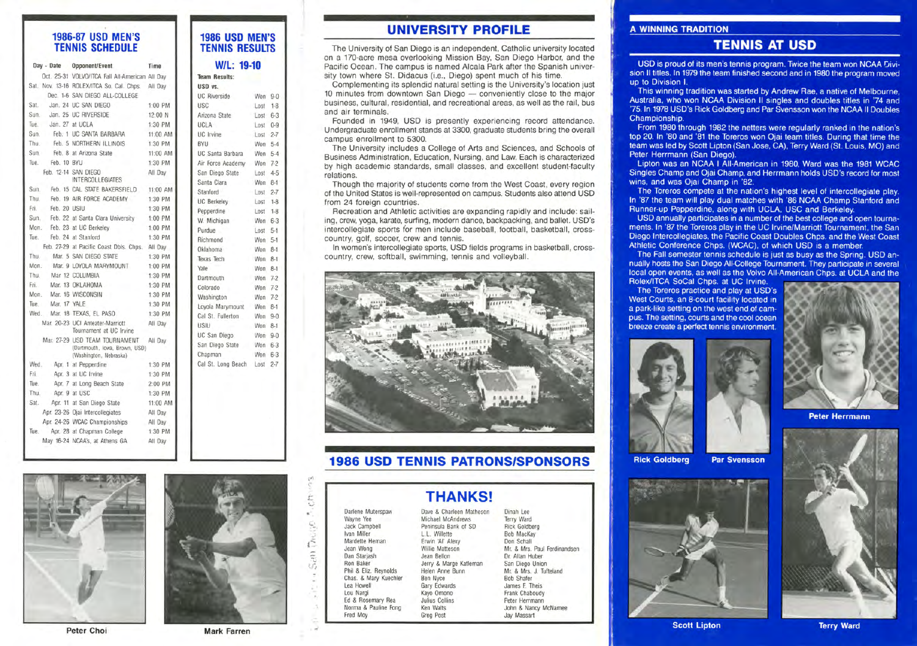## 1986-87 USD MEN'S TENNIS SCHEDULE

| Day - Date | Opponent/Event | Time |
|---|---|---|
| Oct. 25-31 | VOLVO/ITCA Fall All-American | All Day |
| Sat. Nov. 13-16 | ROLEX/ITCA So. Cal. Chps. | All Day |
| Dec. 1-6 | SAN DIEGO ALL-COLLEGE | |
| Sat. Jan. 24 | UC SAN DIEGO | 1:00 PM |
| Sun. Jan. 25 | UC RIVERSIDE | 12:00 N |
| Tue. Jan. 27 | at UCLA | 1:30 PM |
| Sun. Feb. 1 | UC SANTA BARBARA | 11:00 AM |
| Thu. Feb. 5 | NORTHERN ILLINOIS | 1:30 PM |
| Sun. Feb. 8 | at Arizona State | 11:00 AM |
| Tue. Feb. 10 | BYU | 1:30 PM |
| Feb. 12-14 | SAN DIEGO INTERCOLLEGIATES | All Day |
| Sun. Feb. 15 | CAL STATE BAKERSFIELD | 11:00 AM |
| Thu. Feb. 19 | AIR FORCE ACADEMY | 1:30 PM |
| Fri. Feb. 20 | USIU | 1:30 PM |
| Sun. Feb. 22 | at Santa Clara University | 1:00 PM |
| Mon. Feb. 23 | at UC Berkeley | 1:00 PM |
| Tue. Feb. 24 | at Stanford | 1:30 PM |
| Feb. 27-29 | at Pacific Coast Dbls. Chps. | All Day |
| Thu. Mar. 5 | SAN DIEGO STATE | 1:30 PM |
| Mon. Mar. 9 | LOYOLA MARYMOUNT | 1:00 PM |
| Thu. Mar. 12 | COLUMBIA | 1:30 PM |
| Fri. Mar. 13 | OKLAHOMA | 1:30 PM |
| Mon. Mar. 16 | WISCONSIN | 1:30 PM |
| Tue. Mar. 17 | YALE | 1:30 PM |
| Wed. Mar. 18 | TEXAS, EL PASO | 1:30 PM |
| Mar. 20-23 | UCI Anteater-Marriott Tournament at UC Irvine | All Day |
| Mar. 27-29 | USD TEAM TOURNAMENT (Dartmouth, Iowa, Brown, USD) (Washington, Nebraska) | All Day |
| Wed. Apr. 1 | at Pepperdine | 1:30 PM |
| Fri. Apr. 3 | at UC Irvine | 1:30 PM |
| Tue. Apr. 7 | at Long Beach State | 2:00 PM |
| Thu. Apr. 9 | at USC | 1:30 PM |
| Sat. Apr. 11 | at San Diego State | 11:00 AM |
| Apr. 23-26 | Ojai Intercollegiates | All Day |
| Apr. 24-26 | WCAC Championships | All Day |
| Tue. Apr. 28 | at Chapman College | 1:30 PM |
| May 16-24 | NCAA's, at Athens GA | All Day |

## 1986 USD MEN'S TENNIS RESULTS

### W/L: 19-10

Team Results:
USD vs.

| Opponent | W/L | Score |
|---|---|---|
| UC Riverside | Won | 9-0 |
| USC | Lost | 1-8 |
| Arizona State | Lost | 6-3 |
| UCLA | Lost | 0-9 |
| UC Irvine | Lost | 2-7 |
| BYU | Won | 5-4 |
| UC Santa Barbara | Won | 5-4 |
| Air Force Academy | Won | 7-2 |
| San Diego State | Lost | 4-5 |
| Santa Clara | Won | 6-1 |
| Stanford | Lost | 2-7 |
| UC Berkeley | Lost | 1-8 |
| Pepperdine | Lost | 1-8 |
| W. Michigan | Won | 6-3 |
| Purdue | Lost | 5-1 |
| Richmond | Won | 5-1 |
| Oklahoma | Won | 8-1 |
| Texas Tech | Won | 8-1 |
| Yale | Won | 8-1 |
| Dartmouth | Won | 7-2 |
| Colorado | Won | 7-2 |
| Washington | Won | 7-2 |
| Loyola Marymount | Won | 8-1 |
| Cal St. Fullerton | Won | 9-0 |
| USIU | Won | 8-1 |
| UC San Diego | Won | 9-0 |
| San Diego State | Won | 6-3 |
| Chapman | Won | 6-3 |
| Cal St. Long Beach | Lost | 2-7 |

Peter Choi

Mark Farren

## UNIVERSITY PROFILE

The University of San Diego is an independent, Catholic university located on a 170-acre mesa overlooking Mission Bay, San Diego Harbor, and the Pacific Ocean. The campus is named Alcala Park after the Spanish university town where St. Didacus (i.e., Diego) spent much of his time.

Complementing its splendid natural setting is the University's location just 10 minutes from downtown San Diego — conveniently close to the major business, cultural, residential, and recreational areas, as well as the rail, bus and air terminals.

Founded in 1949, USD is presently experiencing record attendance. Undergraduate enrollment stands at 3300, graduate students bring the overall campus enrollment to 5300.

The University includes a College of Arts and Sciences, and Schools of Business Administration, Education, Nursing, and Law. Each is characterized by high academic standards, small classes, and excellent student-faculty relations.

Though the majority of students come from the West Coast, every region of the United States is well-represented on campus. Students also attend USD from 24 foreign countries.

Recreation and Athletic activities are expanding rapidly and include: sailing, crew, yoga, karate, surfing, modern dance, backpacking, and ballet. USD's intercollegiate sports for men include baseball, football, basketball, cross-country, golf, soccer, crew and tennis.

In women's intercollegiate sports, USD fields programs in basketball, cross-country, crew, softball, swimming, tennis and volleyball.

## 1986 USD TENNIS PATRONS/SPONSORS

### THANKS!

Darlene Muterspaw
Wayne Yee
Jack Campbell
Ivan Miller
Mardette Herman
Jean Wong
Dan Starjash
Ron Baker
Phil & Eliz. Reynolds
Chas. & Mary Kuechler
Lea Howell
Lou Nargi
Ed & Rosemary Rea
Norma & Pauline Fong
Fred Moy
Dave & Charleen Matheson
Michael McAndrews
Peninsula Bank of SD
L.L. Willette
Erwin 'Al' Alexy
Willie Matteson
Jean Bellon
Jerry & Marge Katleman
Helen Anne Bunn
Ben Nyce
Gary Edwards
Kayo Omono
Julius Collins
Ken Watts
Greg Post
Dinah Lee
Terry Ward
Rick Goldberg
Bob MacKay
Don Schall
Mr. & Mrs. Paul Ferdinandsen
Dr. Allan Huber
San Diego Union
Mr. & Mrs. J. Tufteland
Bob Shafer
James F. Theis
Frank Chaboudy
Peter Herrmann
John & Nancy McNamee
Jay Massart

## A WINNING TRADITION

## TENNIS AT USD

USD is proud of its men's tennis program. Twice the team won NCAA Division II titles. In 1979 the team finished second and in 1980 the program moved up to Division I.

This winning tradition was started by Andrew Rae, a native of Melbourne, Australia, who won NCAA Division II singles and doubles titles in '74 and '75. In 1978 USD's Rick Goldberg and Par Svensson won the NCAA II Doubles Championship.

From 1980 through 1982 the netters were regularly ranked in the nation's top 20. In '80 and '81 the Toreros won Ojai team titles. During that time the team was led by Scott Lipton (San Jose, CA), Terry Ward (St. Louis, MO) and Peter Herrmann (San Diego).

Lipton was an NCAA I All-American in 1980, Ward was the 1981 WCAC Singles Champ and Ojai Champ, and Herrmann holds USD's record for most wins, and was Ojai Champ in '82.

The Toreros compete at the nation's highest level of intercollegiate play. In '87 the team will play dual matches with '86 NCAA Champ Stanford and Runner-up Pepperdine, along with UCLA, USC and Berkeley.

USD annually participates in a number of the best college and open tournaments. In '87 the Toreros play in the UC Irvine/Marriott Tournament, the San Diego Intercollegiates, the Pacific Coast Doubles Chps. and the West Coast Athletic Conference Chps. (WCAC), of which USD is a member.

The Fall semester tennis schedule is just as busy as the Spring. USD annually hosts the San Diego All-College Tournament. They participate in several local open events, as well as the Volvo All-American Chps. at UCLA and the Rolex/ITCA SoCal Chps. at UC Irvine.

The Toreros practice and play at USD's West Courts, an 8-court facility located in a park-like setting on the west end of campus. The setting, courts and the cool ocean breeze create a perfect tennis environment.

Peter Herrmann

Rick Goldberg

Par Svensson

Scott Lipton

Terry Ward